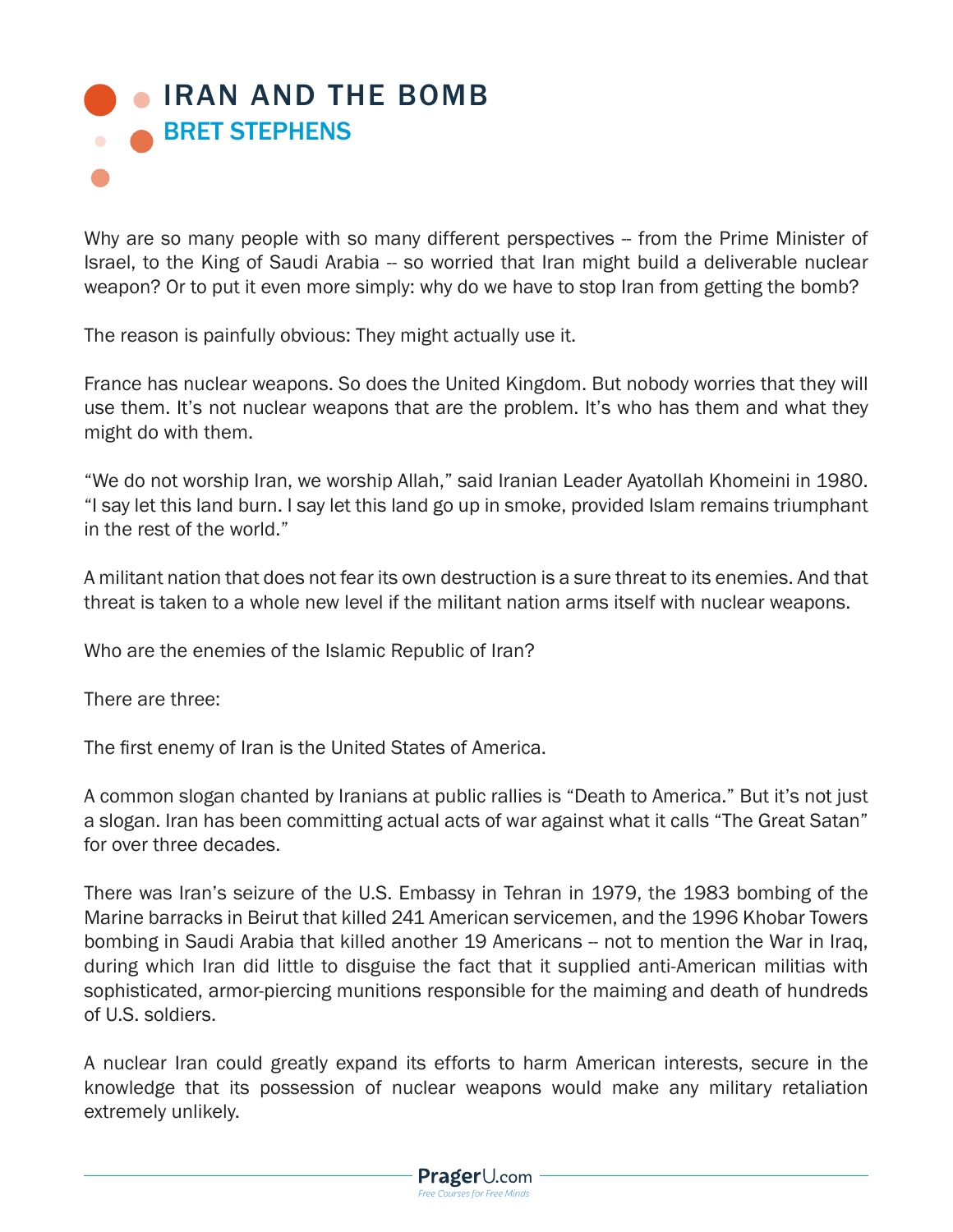# IRAN AND THE BOMB

## BRET STEPHENS

Why are so many people with so many different perspectives -- from the Prime Minister of Israel, to the King of Saudi Arabia -- so worried that Iran might build a deliverable nuclear weapon? Or to put it even more simply: why do we have to stop Iran from getting the bomb?

The reason is painfully obvious: They might actually use it.

France has nuclear weapons. So does the United Kingdom. But nobody worries that they will use them. It's not nuclear weapons that are the problem. It's who has them and what they might do with them.

"We do not worship Iran, we worship Allah," said Iranian Leader Ayatollah Khomeini in 1980. "I say let this land burn. I say let this land go up in smoke, provided Islam remains triumphant in the rest of the world."

A militant nation that does not fear its own destruction is a sure threat to its enemies. And that threat is taken to a whole new level if the militant nation arms itself with nuclear weapons.

Who are the enemies of the Islamic Republic of Iran?

There are three:

The first enemy of Iran is the United States of America.

A common slogan chanted by Iranians at public rallies is "Death to America." But it's not just a slogan. Iran has been committing actual acts of war against what it calls "The Great Satan" for over three decades.

There was Iran's seizure of the U.S. Embassy in Tehran in 1979, the 1983 bombing of the Marine barracks in Beirut that killed 241 American servicemen, and the 1996 Khobar Towers bombing in Saudi Arabia that killed another 19 Americans -- not to mention the War in Iraq, during which Iran did little to disguise the fact that it supplied anti-American militias with sophisticated, armor-piercing munitions responsible for the maiming and death of hundreds of U.S. soldiers.

A nuclear Iran could greatly expand its efforts to harm American interests, secure in the knowledge that its possession of nuclear weapons would make any military retaliation extremely unlikely.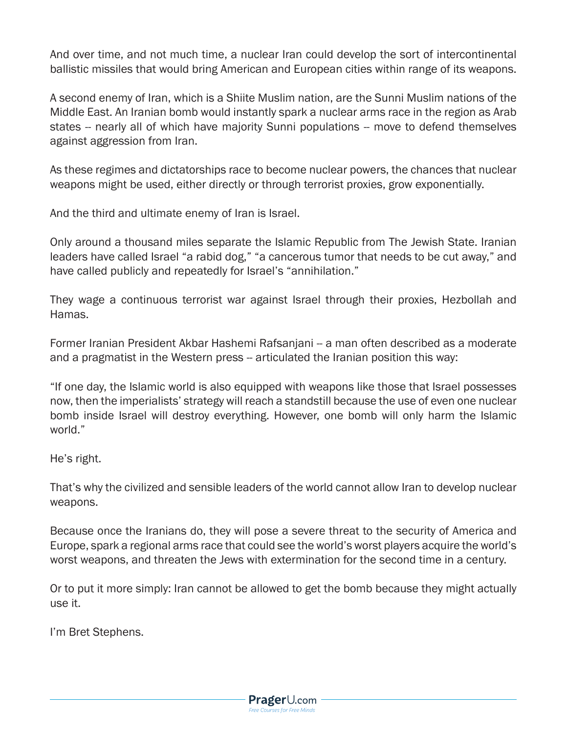And over time, and not much time, a nuclear Iran could develop the sort of intercontinental ballistic missiles that would bring American and European cities within range of its weapons.

A second enemy of Iran, which is a Shiite Muslim nation, are the Sunni Muslim nations of the Middle East. An Iranian bomb would instantly spark a nuclear arms race in the region as Arab states -- nearly all of which have majority Sunni populations -- move to defend themselves against aggression from Iran.

As these regimes and dictatorships race to become nuclear powers, the chances that nuclear weapons might be used, either directly or through terrorist proxies, grow exponentially.

And the third and ultimate enemy of Iran is Israel.

Only around a thousand miles separate the Islamic Republic from The Jewish State. Iranian leaders have called Israel "a rabid dog," "a cancerous tumor that needs to be cut away," and have called publicly and repeatedly for Israel's "annihilation."

They wage a continuous terrorist war against Israel through their proxies, Hezbollah and Hamas.

Former Iranian President Akbar Hashemi Rafsanjani -- a man often described as a moderate and a pragmatist in the Western press -- articulated the Iranian position this way:

"If one day, the Islamic world is also equipped with weapons like those that Israel possesses now, then the imperialists' strategy will reach a standstill because the use of even one nuclear bomb inside Israel will destroy everything. However, one bomb will only harm the Islamic world."

He's right.

That's why the civilized and sensible leaders of the world cannot allow Iran to develop nuclear weapons.

Because once the Iranians do, they will pose a severe threat to the security of America and Europe, spark a regional arms race that could see the world's worst players acquire the world's worst weapons, and threaten the Jews with extermination for the second time in a century.

Or to put it more simply: Iran cannot be allowed to get the bomb because they might actually use it.

I'm Bret Stephens.